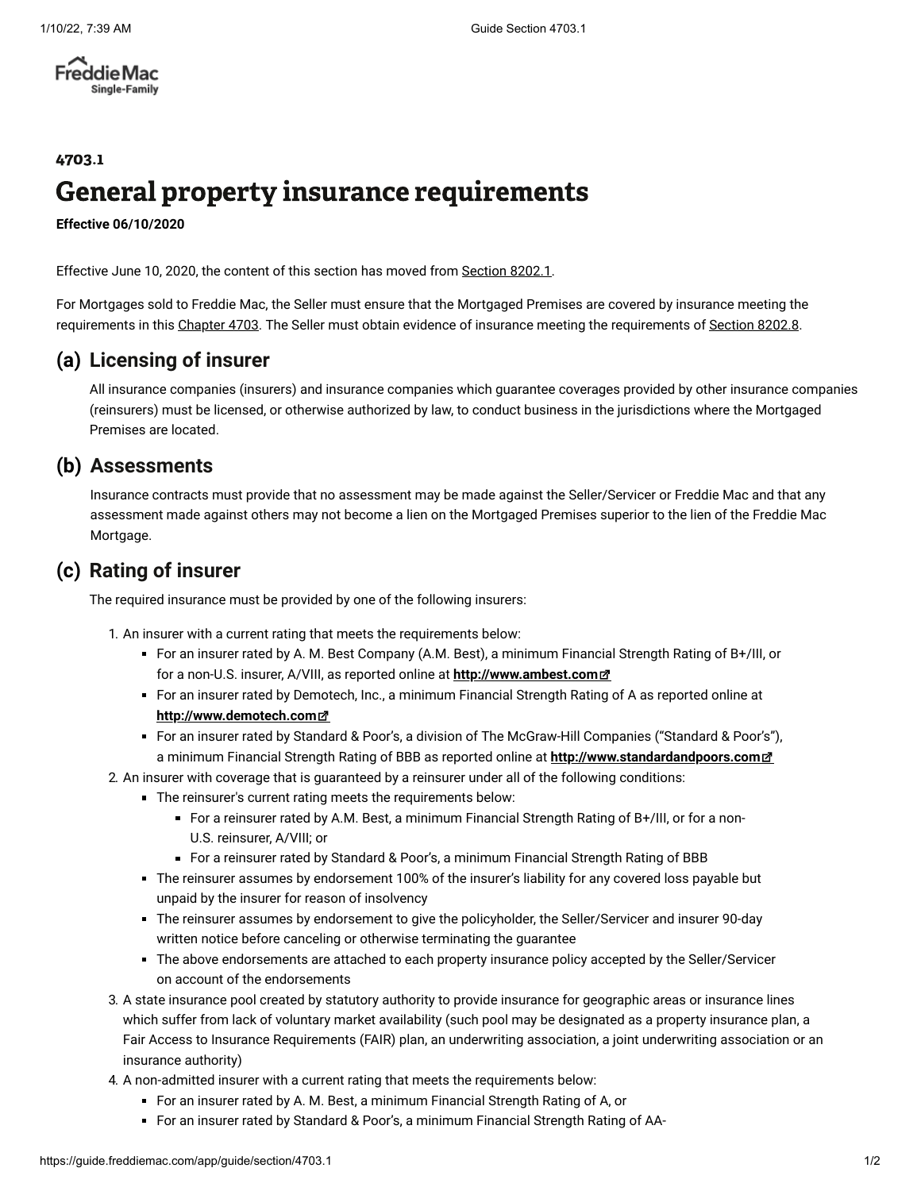Freddie Mac
Single-Family

# 4703.1

# General property insurance requirements

**Effective 06/10/2020**

Effective June 10, 2020, the content of this section has moved from Section 8202.1.

For Mortgages sold to Freddie Mac, the Seller must ensure that the Mortgaged Premises are covered by insurance meeting the requirements in this Chapter 4703. The Seller must obtain evidence of insurance meeting the requirements of Section 8202.8.

## (a) Licensing of insurer

All insurance companies (insurers) and insurance companies which guarantee coverages provided by other insurance companies (reinsurers) must be licensed, or otherwise authorized by law, to conduct business in the jurisdictions where the Mortgaged Premises are located.

## (b) Assessments

Insurance contracts must provide that no assessment may be made against the Seller/Servicer or Freddie Mac and that any assessment made against others may not become a lien on the Mortgaged Premises superior to the lien of the Freddie Mac Mortgage.

## (c) Rating of insurer

The required insurance must be provided by one of the following insurers:

1. An insurer with a current rating that meets the requirements below:
   - For an insurer rated by A. M. Best Company (A.M. Best), a minimum Financial Strength Rating of B+/III, or for a non-U.S. insurer, A/VIII, as reported online at **http://www.ambest.com**
   - For an insurer rated by Demotech, Inc., a minimum Financial Strength Rating of A as reported online at **http://www.demotech.com**
   - For an insurer rated by Standard & Poor's, a division of The McGraw-Hill Companies ("Standard & Poor's"), a minimum Financial Strength Rating of BBB as reported online at **http://www.standardandpoors.com**
2. An insurer with coverage that is guaranteed by a reinsurer under all of the following conditions:
   - The reinsurer's current rating meets the requirements below:
     - For a reinsurer rated by A.M. Best, a minimum Financial Strength Rating of B+/III, or for a non-U.S. reinsurer, A/VIII; or
     - For a reinsurer rated by Standard & Poor's, a minimum Financial Strength Rating of BBB
   - The reinsurer assumes by endorsement 100% of the insurer's liability for any covered loss payable but unpaid by the insurer for reason of insolvency
   - The reinsurer assumes by endorsement to give the policyholder, the Seller/Servicer and insurer 90-day written notice before canceling or otherwise terminating the guarantee
   - The above endorsements are attached to each property insurance policy accepted by the Seller/Servicer on account of the endorsements
3. A state insurance pool created by statutory authority to provide insurance for geographic areas or insurance lines which suffer from lack of voluntary market availability (such pool may be designated as a property insurance plan, a Fair Access to Insurance Requirements (FAIR) plan, an underwriting association, a joint underwriting association or an insurance authority)
4. A non-admitted insurer with a current rating that meets the requirements below:
   - For an insurer rated by A. M. Best, a minimum Financial Strength Rating of A, or
   - For an insurer rated by Standard & Poor's, a minimum Financial Strength Rating of AA-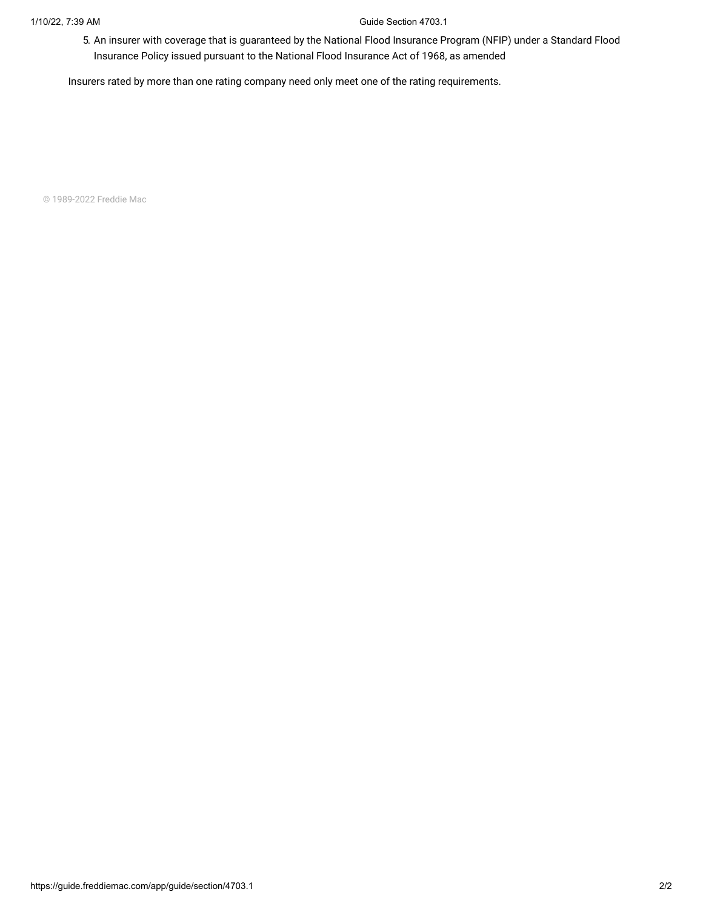5. An insurer with coverage that is guaranteed by the National Flood Insurance Program (NFIP) under a Standard Flood Insurance Policy issued pursuant to the National Flood Insurance Act of 1968, as amended

Insurers rated by more than one rating company need only meet one of the rating requirements.

© 1989-2022 Freddie Mac